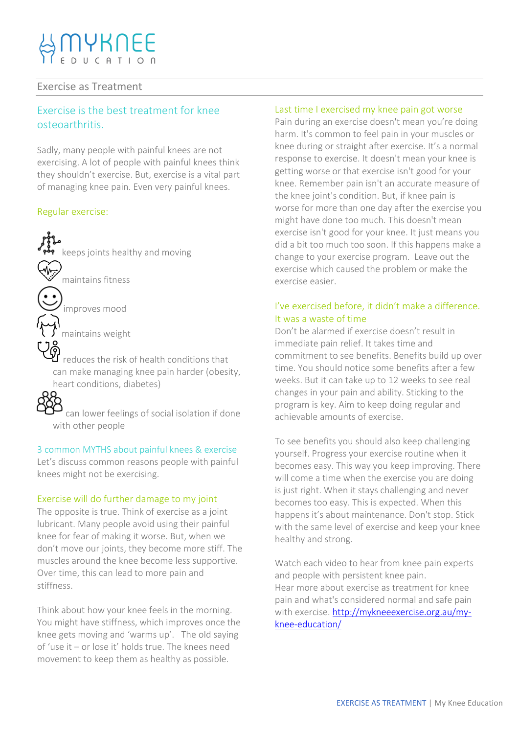# MyKnee Education

## Exercise as Treatment

### Exercise is the best treatment for knee osteoarthritis.

Sadly, many people with painful knees are not exercising. A lot of people with painful knees think they shouldn't exercise. But, exercise is a vital part of managing knee pain. Even very painful knees.

#### Regular exercise:

- keeps joints healthy and moving
- maintains fitness
- improves mood
- maintains weight
- reduces the risk of health conditions that can make managing knee pain harder (obesity, heart conditions, diabetes)
- can lower feelings of social isolation if done with other people

### 3 common MYTHS about painful knees & exercise

Let's discuss common reasons people with painful knees might not be exercising.

#### Exercise will do further damage to my joint

The opposite is true. Think of exercise as a joint lubricant. Many people avoid using their painful knee for fear of making it worse. But, when we don't move our joints, they become more stiff. The muscles around the knee become less supportive. Over time, this can lead to more pain and stiffness.

Think about how your knee feels in the morning. You might have stiffness, which improves once the knee gets moving and 'warms up'. The old saying of 'use it – or lose it' holds true. The knees need movement to keep them as healthy as possible.

#### Last time I exercised my knee pain got worse

Pain during an exercise doesn't mean you're doing harm. It's common to feel pain in your muscles or knee during or straight after exercise. It's a normal response to exercise. It doesn't mean your knee is getting worse or that exercise isn't good for your knee. Remember pain isn't an accurate measure of the knee joint's condition. But, if knee pain is worse for more than one day after the exercise you might have done too much. This doesn't mean exercise isn't good for your knee. It just means you did a bit too much too soon. If this happens make a change to your exercise program. Leave out the exercise which caused the problem or make the exercise easier.

#### I've exercised before, it didn't make a difference. It was a waste of time

Don't be alarmed if exercise doesn't result in immediate pain relief. It takes time and commitment to see benefits. Benefits build up over time. You should notice some benefits after a few weeks. But it can take up to 12 weeks to see real changes in your pain and ability. Sticking to the program is key. Aim to keep doing regular and achievable amounts of exercise.

To see benefits you should also keep challenging yourself. Progress your exercise routine when it becomes easy. This way you keep improving. There will come a time when the exercise you are doing is just right. When it stays challenging and never becomes too easy. This is expected. When this happens it's about maintenance. Don't stop. Stick with the same level of exercise and keep your knee healthy and strong.

Watch each video to hear from knee pain experts and people with persistent knee pain.
Hear more about exercise as treatment for knee pain and what's considered normal and safe pain with exercise. http://mykneeexercise.org.au/my-knee-education/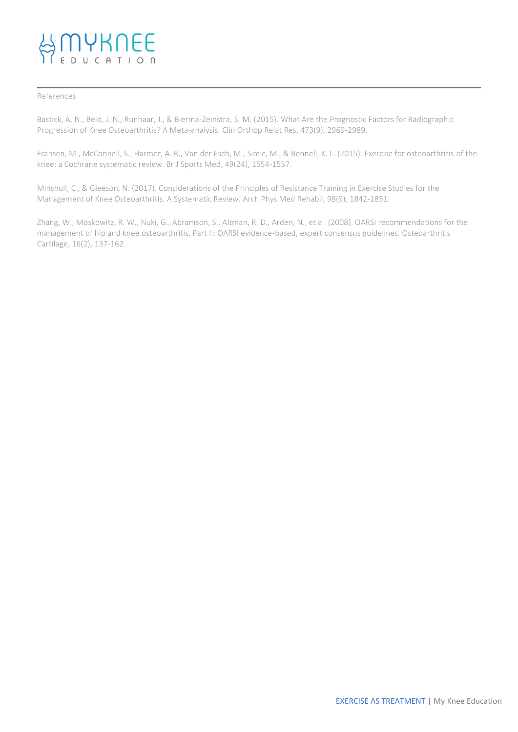References

Bastick, A. N., Belo, J. N., Runhaar, J., & Bierma-Zeinstra, S. M. (2015). What Are the Prognostic Factors for Radiographic Progression of Knee Osteoarthritis? A Meta-analysis. Clin Orthop Relat Res, 473(9), 2969-2989.

Fransen, M., McConnell, S., Harmer, A. R., Van der Esch, M., Simic, M., & Bennell, K. L. (2015). Exercise for osteoarthritis of the knee: a Cochrane systematic review. Br J Sports Med, 49(24), 1554-1557.

Minshull, C., & Gleeson, N. (2017). Considerations of the Principles of Resistance Training in Exercise Studies for the Management of Knee Osteoarthritis: A Systematic Review. Arch Phys Med Rehabil, 98(9), 1842-1851.

Zhang, W., Moskowitz, R. W., Nuki, G., Abramson, S., Altman, R. D., Arden, N., et al. (2008). OARSI recommendations for the management of hip and knee osteoarthritis, Part II: OARSI evidence-based, expert consensus guidelines. Osteoarthritis Cartilage, 16(2), 137-162.